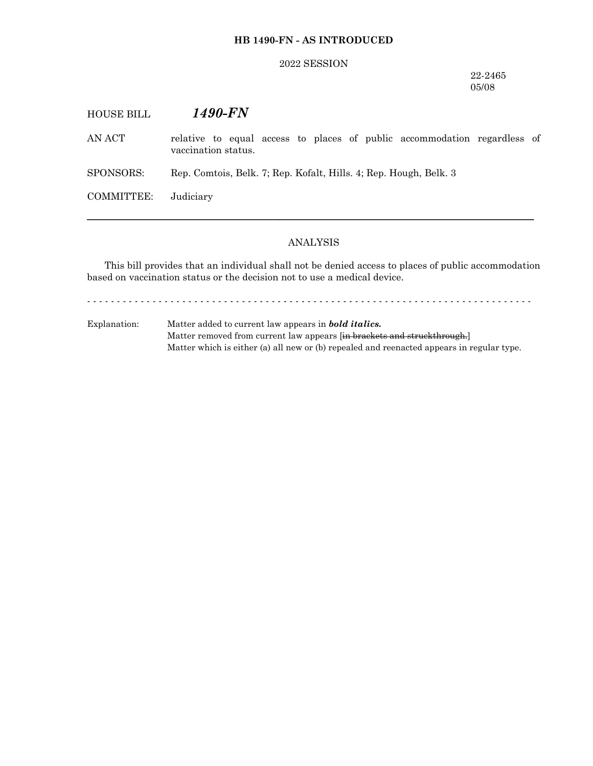**HB 1490-FN - AS INTRODUCED**

2022 SESSION

22-2465
05/08

HOUSE BILL ***1490-FN***

AN ACT relative to equal access to places of public accommodation regardless of vaccination status.

SPONSORS: Rep. Comtois, Belk. 7; Rep. Kofalt, Hills. 4; Rep. Hough, Belk. 3

COMMITTEE: Judiciary

---

ANALYSIS

This bill provides that an individual shall not be denied access to places of public accommodation based on vaccination status or the decision not to use a medical device.

- - - - - - - - - - - - - - - - - - - - - - - - - - - - - - - - - - - - - - - - - - - - - - - - - - - - - - - - - - - - - - - - - - - - - - - - - -

Explanation: Matter added to current law appears in ***bold italics.***
Matter removed from current law appears [~~in brackets and struckthrough.~~]
Matter which is either (a) all new or (b) repealed and reenacted appears in regular type.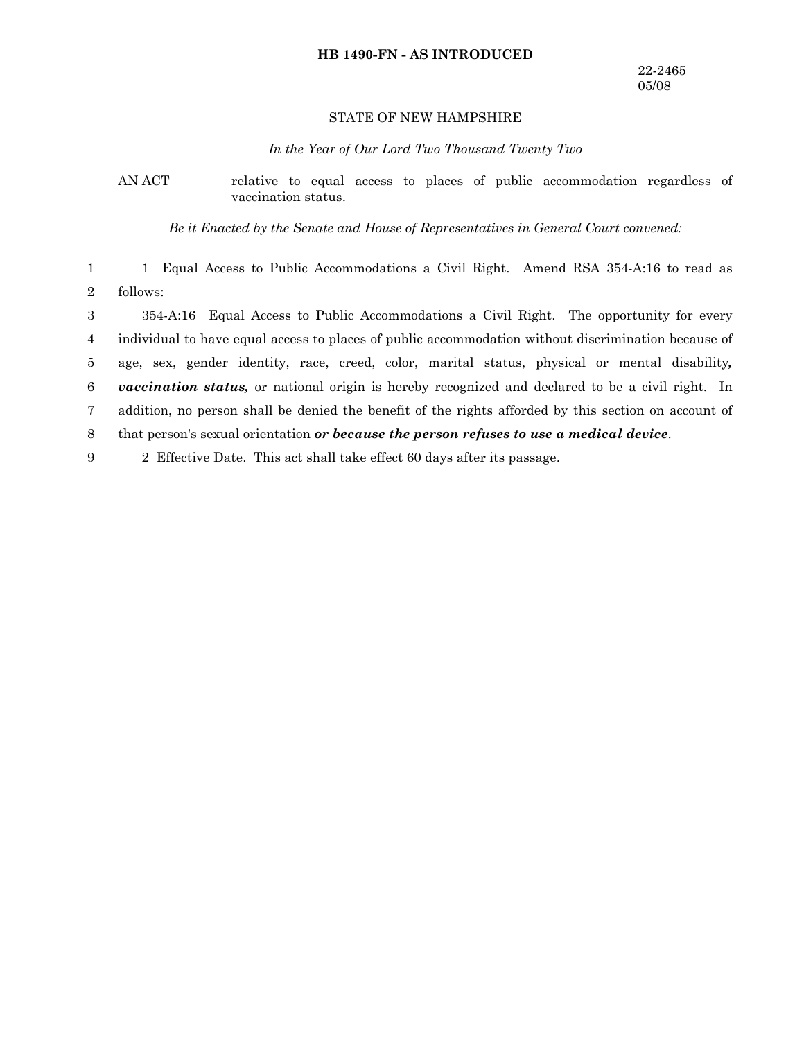**HB 1490-FN - AS INTRODUCED**

22-2465
05/08

STATE OF NEW HAMPSHIRE

*In the Year of Our Lord Two Thousand Twenty Two*

AN ACT relative to equal access to places of public accommodation regardless of vaccination status.

*Be it Enacted by the Senate and House of Representatives in General Court convened:*

1 Equal Access to Public Accommodations a Civil Right. Amend RSA 354-A:16 to read as follows:

354-A:16 Equal Access to Public Accommodations a Civil Right. The opportunity for every individual to have equal access to places of public accommodation without discrimination because of age, sex, gender identity, race, creed, color, marital status, physical or mental disability***, vaccination status,*** or national origin is hereby recognized and declared to be a civil right. In addition, no person shall be denied the benefit of the rights afforded by this section on account of that person's sexual orientation ***or because the person refuses to use a medical device***.

2 Effective Date. This act shall take effect 60 days after its passage.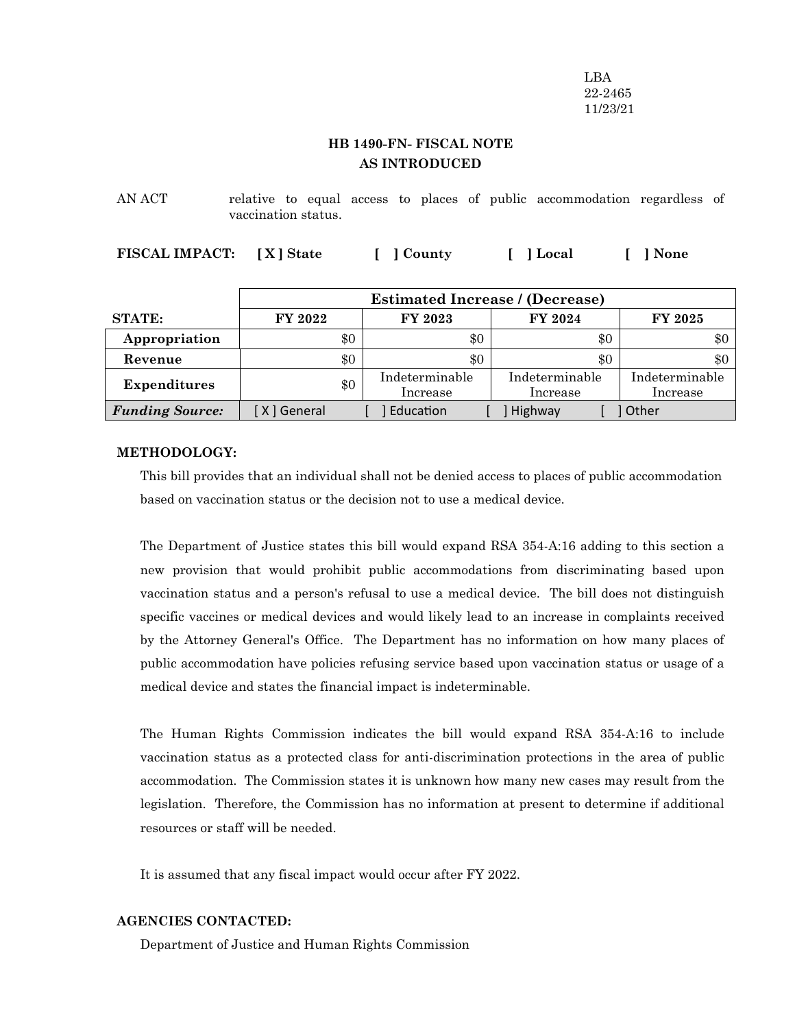LBA
22-2465
11/23/21

## HB 1490-FN- FISCAL NOTE
## AS INTRODUCED

AN ACT relative to equal access to places of public accommodation regardless of vaccination status.

**FISCAL IMPACT:** [ X ] State [ ] County [ ] Local [ ] None

| | Estimated Increase / (Decrease) | | | |
|---|---|---|---|---|
| **STATE:** | **FY 2022** | **FY 2023** | **FY 2024** | **FY 2025** |
| **Appropriation** | $0 | $0 | $0 | $0 |
| **Revenue** | $0 | $0 | $0 | $0 |
| **Expenditures** | $0 | Indeterminable Increase | Indeterminable Increase | Indeterminable Increase |
| ***Funding Source:*** | [ X ] General | [ ] Education | [ ] Highway | [ ] Other |

**METHODOLOGY:**

This bill provides that an individual shall not be denied access to places of public accommodation based on vaccination status or the decision not to use a medical device.

The Department of Justice states this bill would expand RSA 354-A:16 adding to this section a new provision that would prohibit public accommodations from discriminating based upon vaccination status and a person's refusal to use a medical device. The bill does not distinguish specific vaccines or medical devices and would likely lead to an increase in complaints received by the Attorney General's Office. The Department has no information on how many places of public accommodation have policies refusing service based upon vaccination status or usage of a medical device and states the financial impact is indeterminable.

The Human Rights Commission indicates the bill would expand RSA 354-A:16 to include vaccination status as a protected class for anti-discrimination protections in the area of public accommodation. The Commission states it is unknown how many new cases may result from the legislation. Therefore, the Commission has no information at present to determine if additional resources or staff will be needed.

It is assumed that any fiscal impact would occur after FY 2022.

**AGENCIES CONTACTED:**

Department of Justice and Human Rights Commission